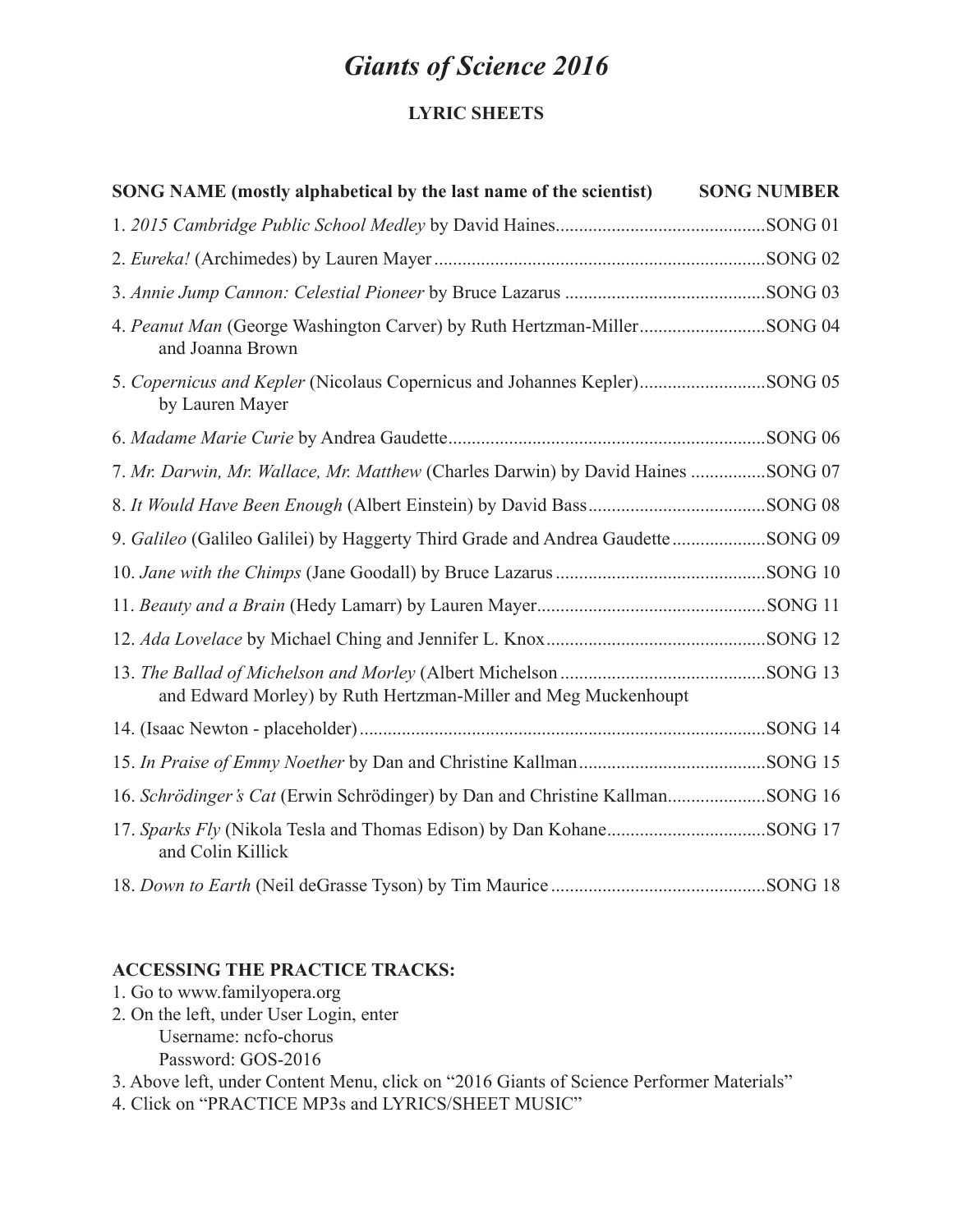# *Giants of Science 2016*

## LYRIC SHEETS

| SONG NAME (mostly alphabetical by the last name of the scientist) | SONG NUMBER |
|---|---|
| 1. *2015 Cambridge Public School Medley* by David Haines | SONG 01 |
| 2. *Eureka!* (Archimedes) by Lauren Mayer | SONG 02 |
| 3. *Annie Jump Cannon: Celestial Pioneer* by Bruce Lazarus | SONG 03 |
| 4. *Peanut Man* (George Washington Carver) by Ruth Hertzman-Miller and Joanna Brown | SONG 04 |
| 5. *Copernicus and Kepler* (Nicolaus Copernicus and Johannes Kepler) by Lauren Mayer | SONG 05 |
| 6. *Madame Marie Curie* by Andrea Gaudette | SONG 06 |
| 7. *Mr. Darwin, Mr. Wallace, Mr. Matthew* (Charles Darwin) by David Haines | SONG 07 |
| 8. *It Would Have Been Enough* (Albert Einstein) by David Bass | SONG 08 |
| 9. *Galileo* (Galileo Galilei) by Haggerty Third Grade and Andrea Gaudette | SONG 09 |
| 10. *Jane with the Chimps* (Jane Goodall) by Bruce Lazarus | SONG 10 |
| 11. *Beauty and a Brain* (Hedy Lamarr) by Lauren Mayer | SONG 11 |
| 12. *Ada Lovelace* by Michael Ching and Jennifer L. Knox | SONG 12 |
| 13. *The Ballad of Michelson and Morley* (Albert Michelson and Edward Morley) by Ruth Hertzman-Miller and Meg Muckenhoupt | SONG 13 |
| 14. (Isaac Newton - placeholder) | SONG 14 |
| 15. *In Praise of Emmy Noether* by Dan and Christine Kallman | SONG 15 |
| 16. *Schrödinger's Cat* (Erwin Schrödinger) by Dan and Christine Kallman | SONG 16 |
| 17. *Sparks Fly* (Nikola Tesla and Thomas Edison) by Dan Kohane and Colin Killick | SONG 17 |
| 18. *Down to Earth* (Neil deGrasse Tyson) by Tim Maurice | SONG 18 |

**ACCESSING THE PRACTICE TRACKS:**

1. Go to www.familyopera.org
2. On the left, under User Login, enter
   Username: ncfo-chorus
   Password: GOS-2016
3. Above left, under Content Menu, click on "2016 Giants of Science Performer Materials"
4. Click on "PRACTICE MP3s and LYRICS/SHEET MUSIC"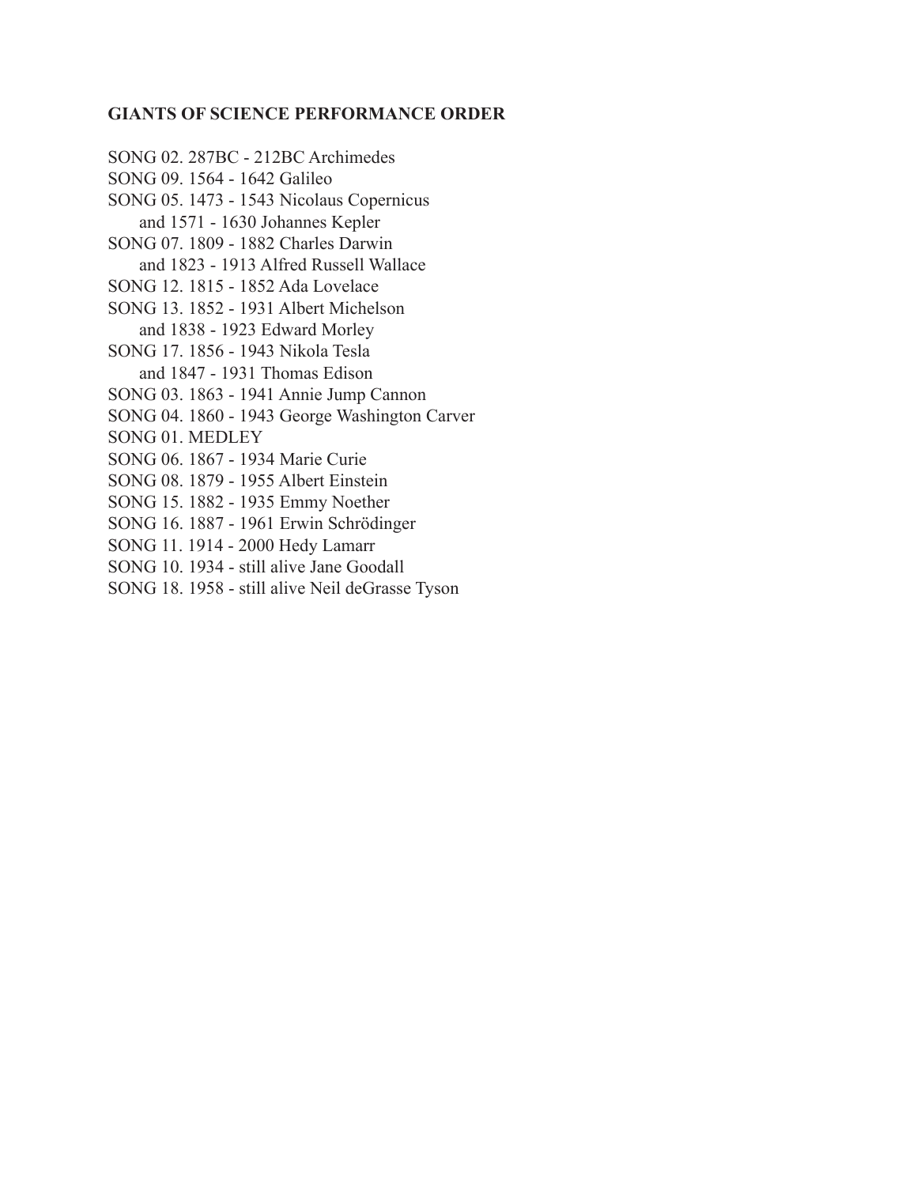**GIANTS OF SCIENCE PERFORMANCE ORDER**

SONG 02. 287BC - 212BC Archimedes
SONG 09. 1564 - 1642 Galileo
SONG 05. 1473 - 1543 Nicolaus Copernicus
and 1571 - 1630 Johannes Kepler
SONG 07. 1809 - 1882 Charles Darwin
and 1823 - 1913 Alfred Russell Wallace
SONG 12. 1815 - 1852 Ada Lovelace
SONG 13. 1852 - 1931 Albert Michelson
and 1838 - 1923 Edward Morley
SONG 17. 1856 - 1943 Nikola Tesla
and 1847 - 1931 Thomas Edison
SONG 03. 1863 - 1941 Annie Jump Cannon
SONG 04. 1860 - 1943 George Washington Carver
SONG 01. MEDLEY
SONG 06. 1867 - 1934 Marie Curie
SONG 08. 1879 - 1955 Albert Einstein
SONG 15. 1882 - 1935 Emmy Noether
SONG 16. 1887 - 1961 Erwin Schrödinger
SONG 11. 1914 - 2000 Hedy Lamarr
SONG 10. 1934 - still alive Jane Goodall
SONG 18. 1958 - still alive Neil deGrasse Tyson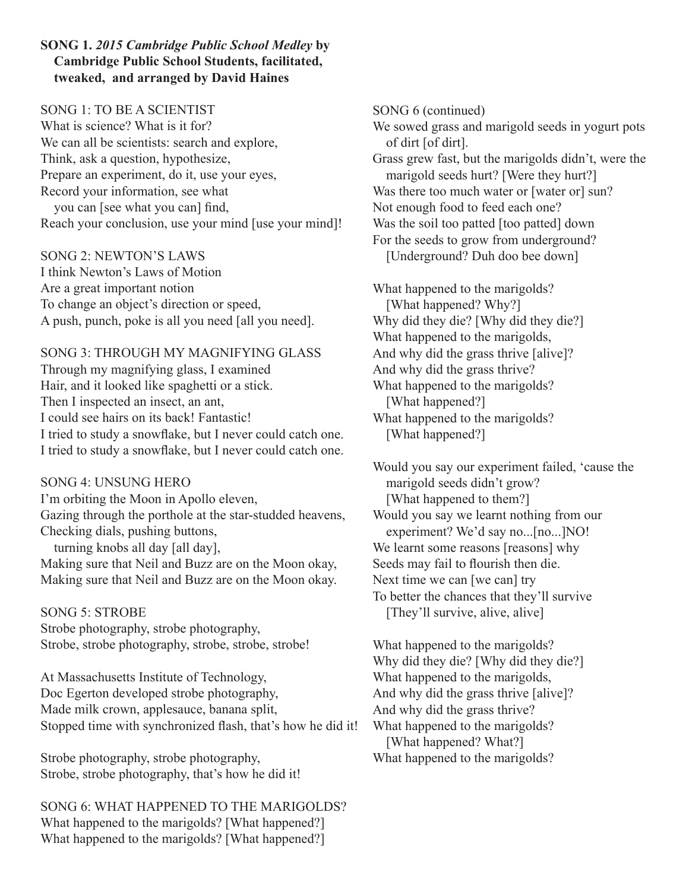**SONG 1.** ***2015 Cambridge Public School Medley*** **by Cambridge Public School Students, facilitated, tweaked, and arranged by David Haines**

SONG 1: TO BE A SCIENTIST
What is science? What is it for?
We can all be scientists: search and explore,
Think, ask a question, hypothesize,
Prepare an experiment, do it, use your eyes,
Record your information, see what
you can [see what you can] find,
Reach your conclusion, use your mind [use your mind]!

SONG 2: NEWTON'S LAWS
I think Newton's Laws of Motion
Are a great important notion
To change an object's direction or speed,
A push, punch, poke is all you need [all you need].

SONG 3: THROUGH MY MAGNIFYING GLASS
Through my magnifying glass, I examined
Hair, and it looked like spaghetti or a stick.
Then I inspected an insect, an ant,
I could see hairs on its back! Fantastic!
I tried to study a snowflake, but I never could catch one.
I tried to study a snowflake, but I never could catch one.

SONG 4: UNSUNG HERO
I'm orbiting the Moon in Apollo eleven,
Gazing through the porthole at the star-studded heavens,
Checking dials, pushing buttons,
turning knobs all day [all day],
Making sure that Neil and Buzz are on the Moon okay,
Making sure that Neil and Buzz are on the Moon okay.

SONG 5: STROBE
Strobe photography, strobe photography,
Strobe, strobe photography, strobe, strobe, strobe!

At Massachusetts Institute of Technology,
Doc Egerton developed strobe photography,
Made milk crown, applesauce, banana split,
Stopped time with synchronized flash, that's how he did it!

Strobe photography, strobe photography,
Strobe, strobe photography, that's how he did it!

SONG 6: WHAT HAPPENED TO THE MARIGOLDS?
What happened to the marigolds? [What happened?]
What happened to the marigolds? [What happened?]

SONG 6 (continued)
We sowed grass and marigold seeds in yogurt pots
of dirt [of dirt].
Grass grew fast, but the marigolds didn't, were the
marigold seeds hurt? [Were they hurt?]
Was there too much water or [water or] sun?
Not enough food to feed each one?
Was the soil too patted [too patted] down
For the seeds to grow from underground?
[Underground? Duh doo bee down]

What happened to the marigolds?
[What happened? Why?]
Why did they die? [Why did they die?]
What happened to the marigolds,
And why did the grass thrive [alive]?
And why did the grass thrive?
What happened to the marigolds?
[What happened?]
What happened to the marigolds?
[What happened?]

Would you say our experiment failed, 'cause the
marigold seeds didn't grow?
[What happened to them?]
Would you say we learnt nothing from our
experiment? We'd say no...[no...]NO!
We learnt some reasons [reasons] why
Seeds may fail to flourish then die.
Next time we can [we can] try
To better the chances that they'll survive
[They'll survive, alive, alive]

What happened to the marigolds?
Why did they die? [Why did they die?]
What happened to the marigolds,
And why did the grass thrive [alive]?
And why did the grass thrive?
What happened to the marigolds?
[What happened? What?]
What happened to the marigolds?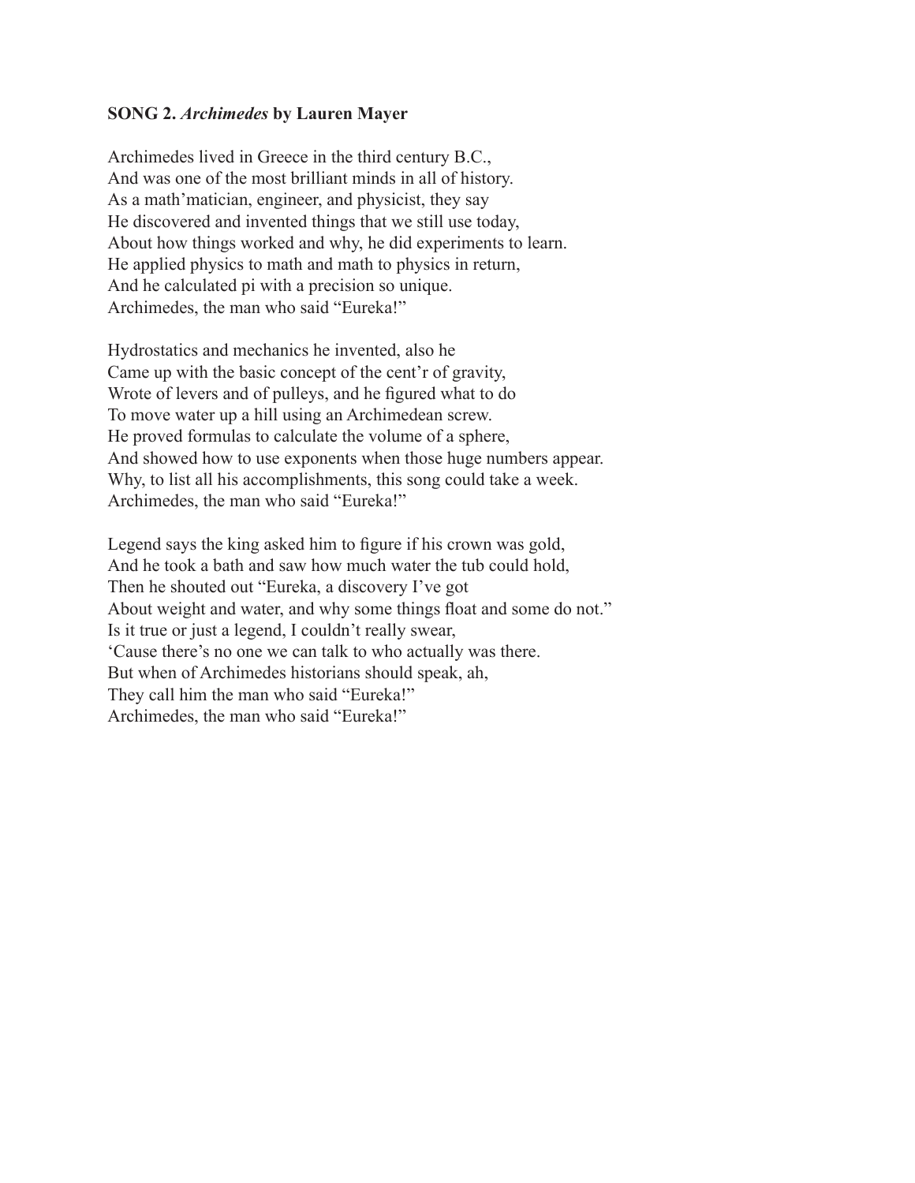**SONG 2.** ***Archimedes*** **by Lauren Mayer**

Archimedes lived in Greece in the third century B.C.,  
And was one of the most brilliant minds in all of history.  
As a math'matician, engineer, and physicist, they say  
He discovered and invented things that we still use today,  
About how things worked and why, he did experiments to learn.  
He applied physics to math and math to physics in return,  
And he calculated pi with a precision so unique.  
Archimedes, the man who said "Eureka!"

Hydrostatics and mechanics he invented, also he  
Came up with the basic concept of the cent'r of gravity,  
Wrote of levers and of pulleys, and he figured what to do  
To move water up a hill using an Archimedean screw.  
He proved formulas to calculate the volume of a sphere,  
And showed how to use exponents when those huge numbers appear.  
Why, to list all his accomplishments, this song could take a week.  
Archimedes, the man who said "Eureka!"

Legend says the king asked him to figure if his crown was gold,  
And he took a bath and saw how much water the tub could hold,  
Then he shouted out "Eureka, a discovery I've got  
About weight and water, and why some things float and some do not."  
Is it true or just a legend, I couldn't really swear,  
'Cause there's no one we can talk to who actually was there.  
But when of Archimedes historians should speak, ah,  
They call him the man who said "Eureka!"  
Archimedes, the man who said "Eureka!"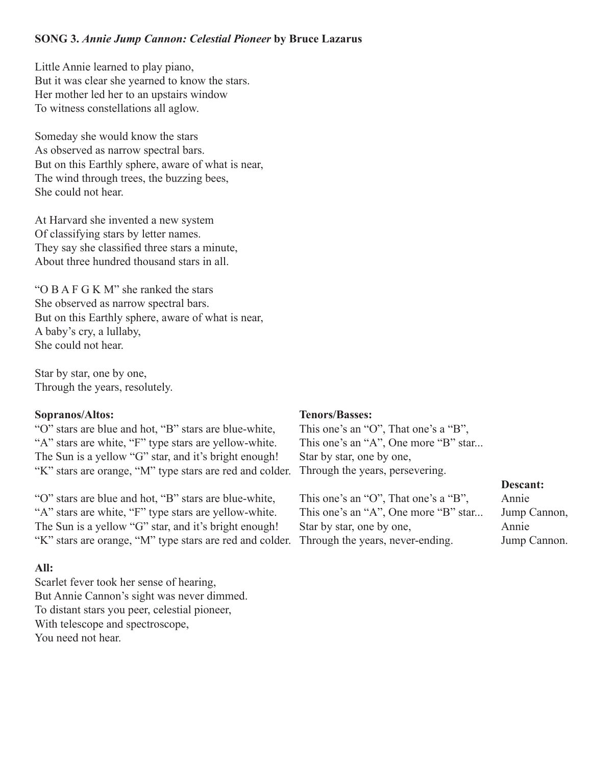**SONG 3.** ***Annie Jump Cannon: Celestial Pioneer*** **by Bruce Lazarus**

Little Annie learned to play piano,
But it was clear she yearned to know the stars.
Her mother led her to an upstairs window
To witness constellations all aglow.

Someday she would know the stars
As observed as narrow spectral bars.
But on this Earthly sphere, aware of what is near,
The wind through trees, the buzzing bees,
She could not hear.

At Harvard she invented a new system
Of classifying stars by letter names.
They say she classified three stars a minute,
About three hundred thousand stars in all.

"O B A F G K M" she ranked the stars
She observed as narrow spectral bars.
But on this Earthly sphere, aware of what is near,
A baby's cry, a lullaby,
She could not hear.

Star by star, one by one,
Through the years, resolutely.

**Sopranos/Altos:**

"O" stars are blue and hot, "B" stars are blue-white,
"A" stars are white, "F" type stars are yellow-white.
The Sun is a yellow "G" star, and it's bright enough!
"K" stars are orange, "M" type stars are red and colder.

"O" stars are blue and hot, "B" stars are blue-white,
"A" stars are white, "F" type stars are yellow-white.
The Sun is a yellow "G" star, and it's bright enough!
"K" stars are orange, "M" type stars are red and colder.

**Tenors/Basses:**

This one's an "O", That one's a "B",
This one's an "A", One more "B" star...
Star by star, one by one,
Through the years, persevering.

This one's an "O", That one's a "B",
This one's an "A", One more "B" star...
Star by star, one by one,
Through the years, never-ending.

**Descant:**

Annie
Jump Cannon,
Annie
Jump Cannon.

**All:**

Scarlet fever took her sense of hearing,
But Annie Cannon's sight was never dimmed.
To distant stars you peer, celestial pioneer,
With telescope and spectroscope,
You need not hear.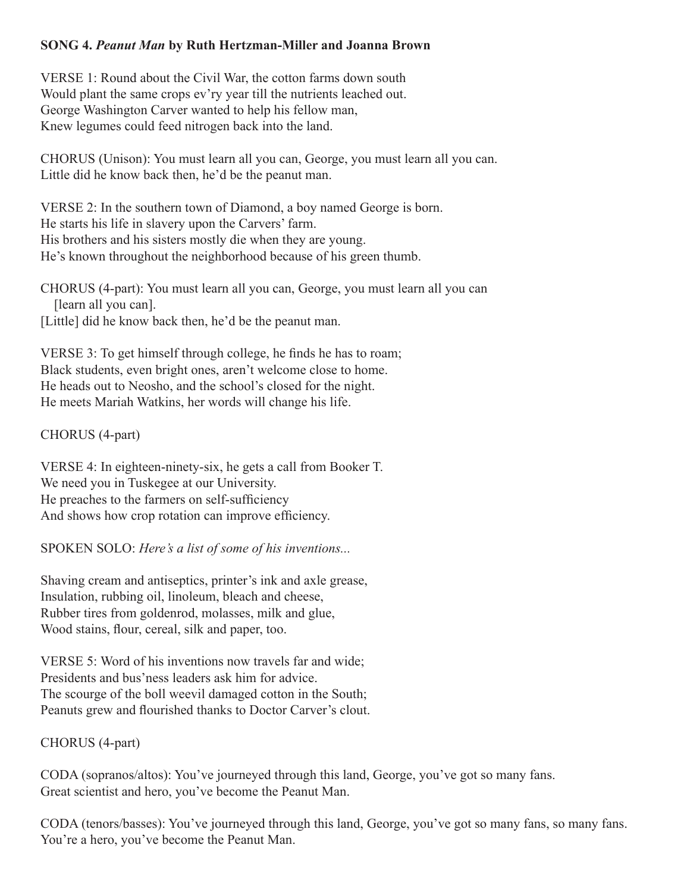**SONG 4. *Peanut Man* by Ruth Hertzman-Miller and Joanna Brown**

VERSE 1: Round about the Civil War, the cotton farms down south
Would plant the same crops ev'ry year till the nutrients leached out.
George Washington Carver wanted to help his fellow man,
Knew legumes could feed nitrogen back into the land.

CHORUS (Unison): You must learn all you can, George, you must learn all you can.
Little did he know back then, he'd be the peanut man.

VERSE 2: In the southern town of Diamond, a boy named George is born.
He starts his life in slavery upon the Carvers' farm.
His brothers and his sisters mostly die when they are young.
He's known throughout the neighborhood because of his green thumb.

CHORUS (4-part): You must learn all you can, George, you must learn all you can
[learn all you can].
[Little] did he know back then, he'd be the peanut man.

VERSE 3: To get himself through college, he finds he has to roam;
Black students, even bright ones, aren't welcome close to home.
He heads out to Neosho, and the school's closed for the night.
He meets Mariah Watkins, her words will change his life.

CHORUS (4-part)

VERSE 4: In eighteen-ninety-six, he gets a call from Booker T.
We need you in Tuskegee at our University.
He preaches to the farmers on self-sufficiency
And shows how crop rotation can improve efficiency.

SPOKEN SOLO: *Here's a list of some of his inventions...*

Shaving cream and antiseptics, printer's ink and axle grease,
Insulation, rubbing oil, linoleum, bleach and cheese,
Rubber tires from goldenrod, molasses, milk and glue,
Wood stains, flour, cereal, silk and paper, too.

VERSE 5: Word of his inventions now travels far and wide;
Presidents and bus'ness leaders ask him for advice.
The scourge of the boll weevil damaged cotton in the South;
Peanuts grew and flourished thanks to Doctor Carver's clout.

CHORUS (4-part)

CODA (sopranos/altos): You've journeyed through this land, George, you've got so many fans.
Great scientist and hero, you've become the Peanut Man.

CODA (tenors/basses): You've journeyed through this land, George, you've got so many fans, so many fans.
You're a hero, you've become the Peanut Man.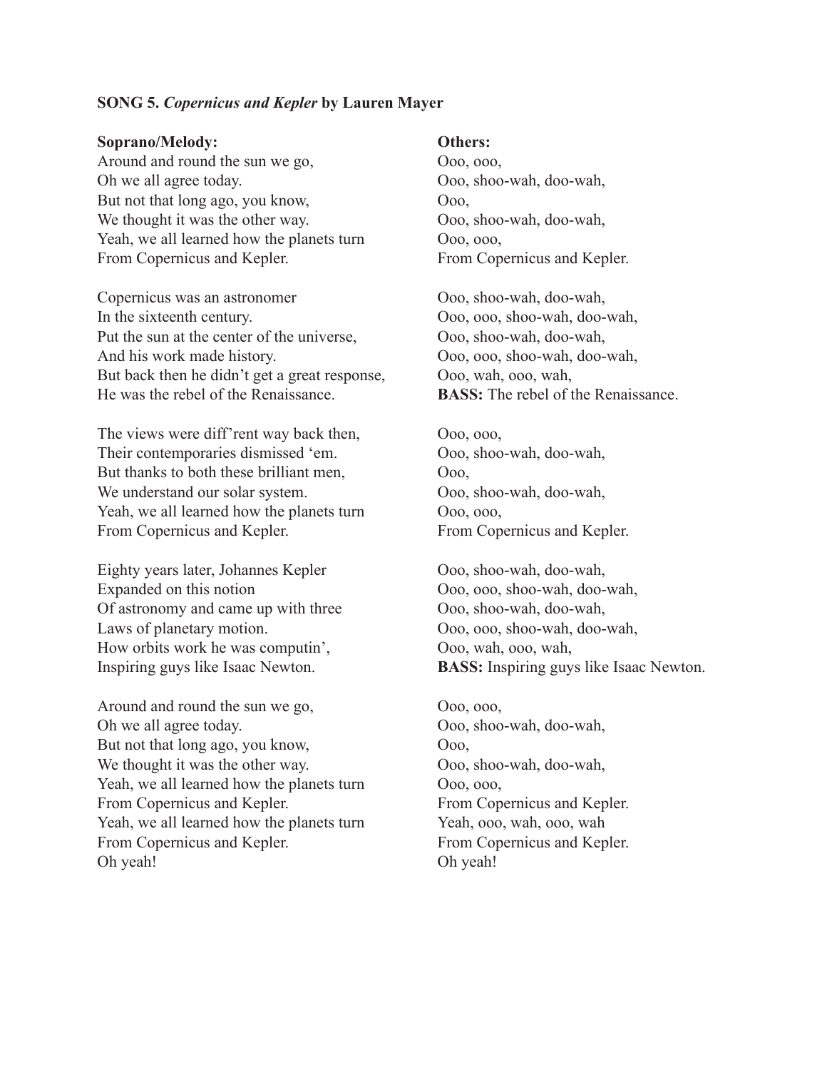**SONG 5. *Copernicus and Kepler* by Lauren Mayer**

| **Soprano/Melody:** | **Others:** |
|---|---|
| Around and round the sun we go, | Ooo, ooo, |
| Oh we all agree today. | Ooo, shoo-wah, doo-wah, |
| But not that long ago, you know, | Ooo, |
| We thought it was the other way. | Ooo, shoo-wah, doo-wah, |
| Yeah, we all learned how the planets turn | Ooo, ooo, |
| From Copernicus and Kepler. | From Copernicus and Kepler. |
| | |
| Copernicus was an astronomer | Ooo, shoo-wah, doo-wah, |
| In the sixteenth century. | Ooo, ooo, shoo-wah, doo-wah, |
| Put the sun at the center of the universe, | Ooo, shoo-wah, doo-wah, |
| And his work made history. | Ooo, ooo, shoo-wah, doo-wah, |
| But back then he didn't get a great response, | Ooo, wah, ooo, wah, |
| He was the rebel of the Renaissance. | **BASS:** The rebel of the Renaissance. |
| | |
| The views were diff'rent way back then, | Ooo, ooo, |
| Their contemporaries dismissed 'em. | Ooo, shoo-wah, doo-wah, |
| But thanks to both these brilliant men, | Ooo, |
| We understand our solar system. | Ooo, shoo-wah, doo-wah, |
| Yeah, we all learned how the planets turn | Ooo, ooo, |
| From Copernicus and Kepler. | From Copernicus and Kepler. |
| | |
| Eighty years later, Johannes Kepler | Ooo, shoo-wah, doo-wah, |
| Expanded on this notion | Ooo, ooo, shoo-wah, doo-wah, |
| Of astronomy and came up with three | Ooo, shoo-wah, doo-wah, |
| Laws of planetary motion. | Ooo, ooo, shoo-wah, doo-wah, |
| How orbits work he was computin', | Ooo, wah, ooo, wah, |
| Inspiring guys like Isaac Newton. | **BASS:** Inspiring guys like Isaac Newton. |
| | |
| Around and round the sun we go, | Ooo, ooo, |
| Oh we all agree today. | Ooo, shoo-wah, doo-wah, |
| But not that long ago, you know, | Ooo, |
| We thought it was the other way. | Ooo, shoo-wah, doo-wah, |
| Yeah, we all learned how the planets turn | Ooo, ooo, |
| From Copernicus and Kepler. | From Copernicus and Kepler. |
| Yeah, we all learned how the planets turn | Yeah, ooo, wah, ooo, wah |
| From Copernicus and Kepler. | From Copernicus and Kepler. |
| Oh yeah! | Oh yeah! |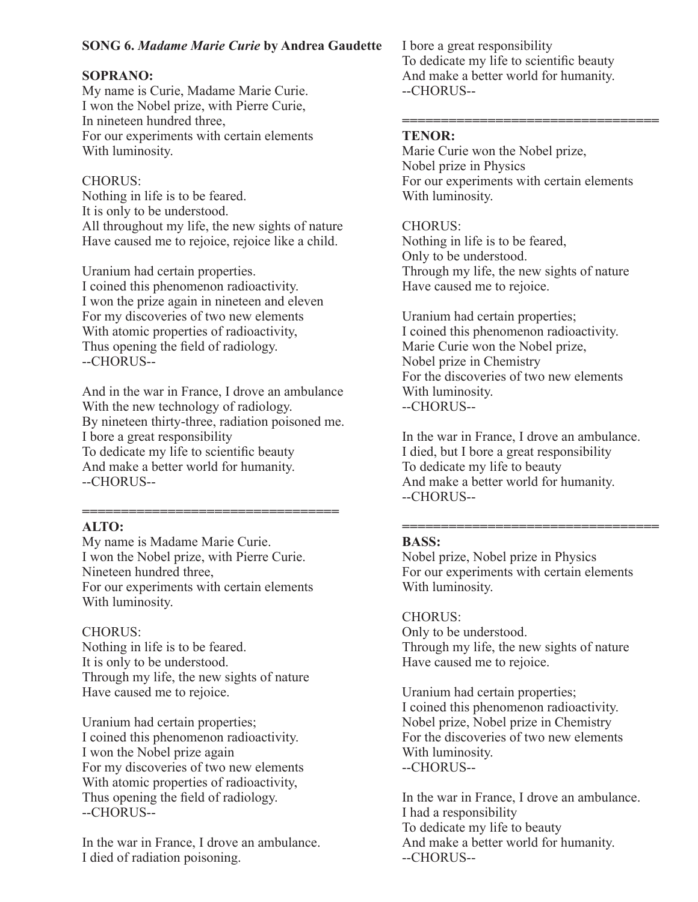**SONG 6.** ***Madame Marie Curie*** **by Andrea Gaudette**

**SOPRANO:**

My name is Curie, Madame Marie Curie.
I won the Nobel prize, with Pierre Curie,
In nineteen hundred three,
For our experiments with certain elements
With luminosity.

CHORUS:
Nothing in life is to be feared.
It is only to be understood.
All throughout my life, the new sights of nature
Have caused me to rejoice, rejoice like a child.

Uranium had certain properties.
I coined this phenomenon radioactivity.
I won the prize again in nineteen and eleven
For my discoveries of two new elements
With atomic properties of radioactivity,
Thus opening the field of radiology.
--CHORUS--

And in the war in France, I drove an ambulance
With the new technology of radiology.
By nineteen thirty-three, radiation poisoned me.
I bore a great responsibility
To dedicate my life to scientific beauty
And make a better world for humanity.
--CHORUS--

==================================

**ALTO:**

My name is Madame Marie Curie.
I won the Nobel prize, with Pierre Curie.
Nineteen hundred three,
For our experiments with certain elements
With luminosity.

CHORUS:
Nothing in life is to be feared.
It is only to be understood.
Through my life, the new sights of nature
Have caused me to rejoice.

Uranium had certain properties;
I coined this phenomenon radioactivity.
I won the Nobel prize again
For my discoveries of two new elements
With atomic properties of radioactivity,
Thus opening the field of radiology.
--CHORUS--

In the war in France, I drove an ambulance.
I died of radiation poisoning.
I bore a great responsibility
To dedicate my life to scientific beauty
And make a better world for humanity.
--CHORUS--

==================================

**TENOR:**

Marie Curie won the Nobel prize,
Nobel prize in Physics
For our experiments with certain elements
With luminosity.

CHORUS:
Nothing in life is to be feared,
Only to be understood.
Through my life, the new sights of nature
Have caused me to rejoice.

Uranium had certain properties;
I coined this phenomenon radioactivity.
Marie Curie won the Nobel prize,
Nobel prize in Chemistry
For the discoveries of two new elements
With luminosity.
--CHORUS--

In the war in France, I drove an ambulance.
I died, but I bore a great responsibility
To dedicate my life to beauty
And make a better world for humanity.
--CHORUS--

==================================

**BASS:**

Nobel prize, Nobel prize in Physics
For our experiments with certain elements
With luminosity.

CHORUS:
Only to be understood.
Through my life, the new sights of nature
Have caused me to rejoice.

Uranium had certain properties;
I coined this phenomenon radioactivity.
Nobel prize, Nobel prize in Chemistry
For the discoveries of two new elements
With luminosity.
--CHORUS--

In the war in France, I drove an ambulance.
I had a responsibility
To dedicate my life to beauty
And make a better world for humanity.
--CHORUS--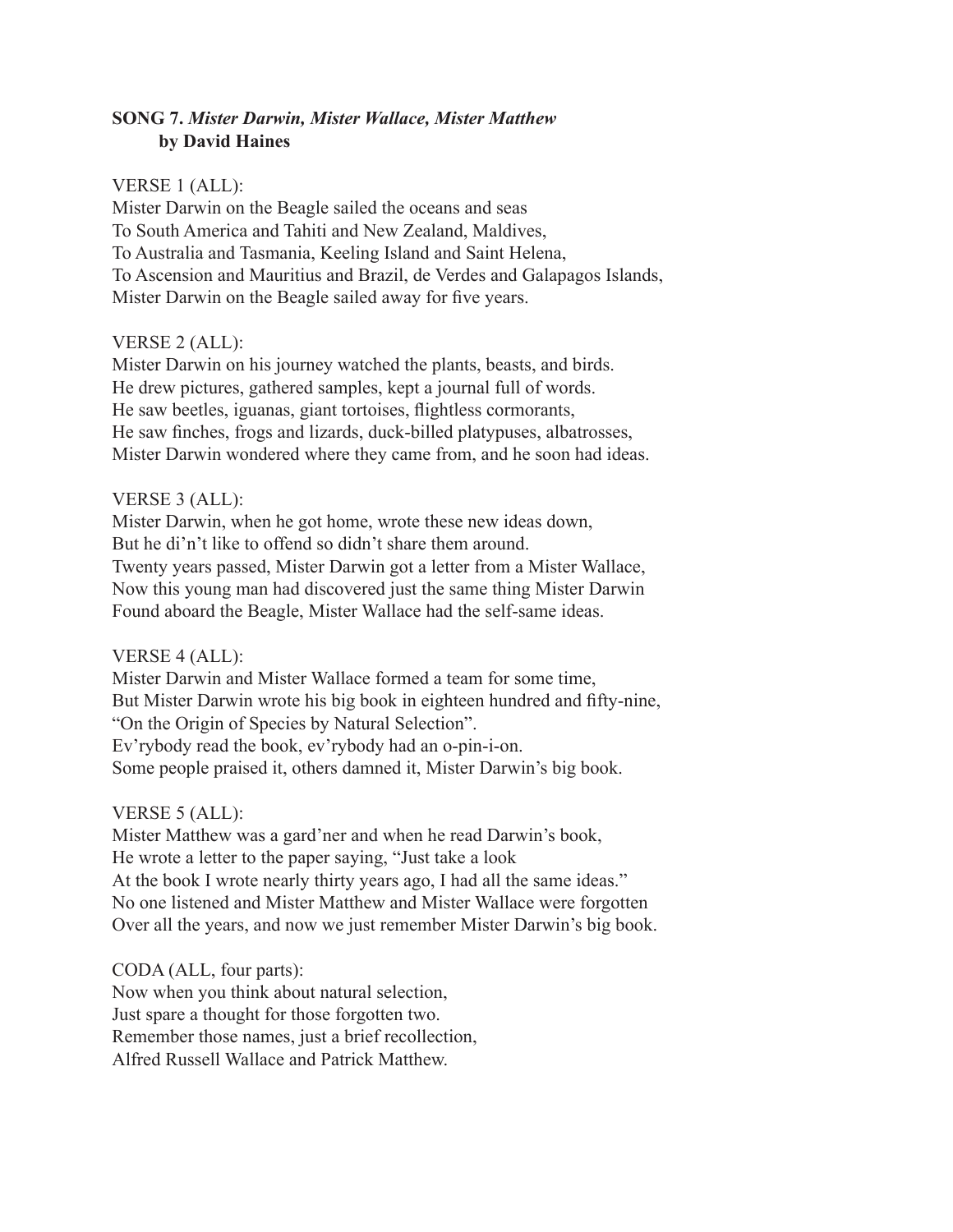**SONG 7.** ***Mister Darwin, Mister Wallace, Mister Matthew***
**by David Haines**

VERSE 1 (ALL):
Mister Darwin on the Beagle sailed the oceans and seas
To South America and Tahiti and New Zealand, Maldives,
To Australia and Tasmania, Keeling Island and Saint Helena,
To Ascension and Mauritius and Brazil, de Verdes and Galapagos Islands,
Mister Darwin on the Beagle sailed away for five years.

VERSE 2 (ALL):
Mister Darwin on his journey watched the plants, beasts, and birds.
He drew pictures, gathered samples, kept a journal full of words.
He saw beetles, iguanas, giant tortoises, flightless cormorants,
He saw finches, frogs and lizards, duck-billed platypuses, albatrosses,
Mister Darwin wondered where they came from, and he soon had ideas.

VERSE 3 (ALL):
Mister Darwin, when he got home, wrote these new ideas down,
But he di'n't like to offend so didn't share them around.
Twenty years passed, Mister Darwin got a letter from a Mister Wallace,
Now this young man had discovered just the same thing Mister Darwin
Found aboard the Beagle, Mister Wallace had the self-same ideas.

VERSE 4 (ALL):
Mister Darwin and Mister Wallace formed a team for some time,
But Mister Darwin wrote his big book in eighteen hundred and fifty-nine,
"On the Origin of Species by Natural Selection".
Ev'rybody read the book, ev'rybody had an o-pin-i-on.
Some people praised it, others damned it, Mister Darwin's big book.

VERSE 5 (ALL):
Mister Matthew was a gard'ner and when he read Darwin's book,
He wrote a letter to the paper saying, "Just take a look
At the book I wrote nearly thirty years ago, I had all the same ideas."
No one listened and Mister Matthew and Mister Wallace were forgotten
Over all the years, and now we just remember Mister Darwin's big book.

CODA (ALL, four parts):
Now when you think about natural selection,
Just spare a thought for those forgotten two.
Remember those names, just a brief recollection,
Alfred Russell Wallace and Patrick Matthew.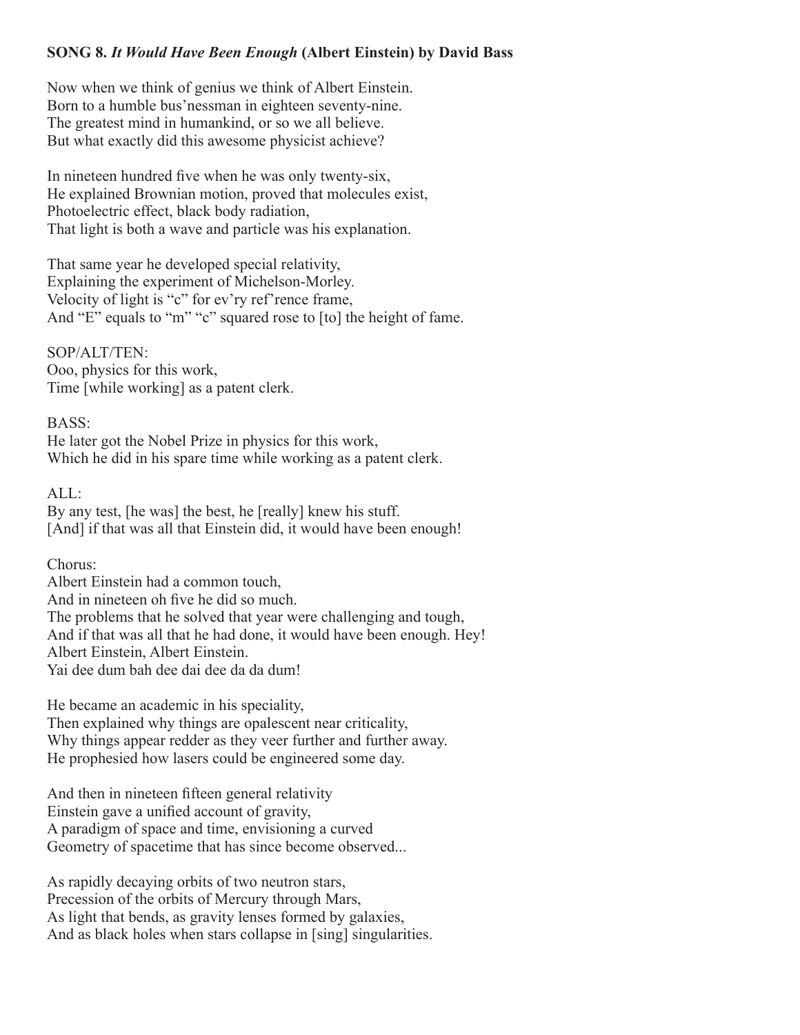**SONG 8.** ***It Would Have Been Enough*** **(Albert Einstein) by David Bass**

Now when we think of genius we think of Albert Einstein.
Born to a humble bus'nessman in eighteen seventy-nine.
The greatest mind in humankind, or so we all believe.
But what exactly did this awesome physicist achieve?

In nineteen hundred five when he was only twenty-six,
He explained Brownian motion, proved that molecules exist,
Photoelectric effect, black body radiation,
That light is both a wave and particle was his explanation.

That same year he developed special relativity,
Explaining the experiment of Michelson-Morley.
Velocity of light is "c" for ev'ry ref'rence frame,
And "E" equals to "m" "c" squared rose to [to] the height of fame.

SOP/ALT/TEN:
Ooo, physics for this work,
Time [while working] as a patent clerk.

BASS:
He later got the Nobel Prize in physics for this work,
Which he did in his spare time while working as a patent clerk.

ALL:
By any test, [he was] the best, he [really] knew his stuff.
[And] if that was all that Einstein did, it would have been enough!

Chorus:
Albert Einstein had a common touch,
And in nineteen oh five he did so much.
The problems that he solved that year were challenging and tough,
And if that was all that he had done, it would have been enough. Hey!
Albert Einstein, Albert Einstein.
Yai dee dum bah dee dai dee da da dum!

He became an academic in his speciality,
Then explained why things are opalescent near criticality,
Why things appear redder as they veer further and further away.
He prophesied how lasers could be engineered some day.

And then in nineteen fifteen general relativity
Einstein gave a unified account of gravity,
A paradigm of space and time, envisioning a curved
Geometry of spacetime that has since become observed...

As rapidly decaying orbits of two neutron stars,
Precession of the orbits of Mercury through Mars,
As light that bends, as gravity lenses formed by galaxies,
And as black holes when stars collapse in [sing] singularities.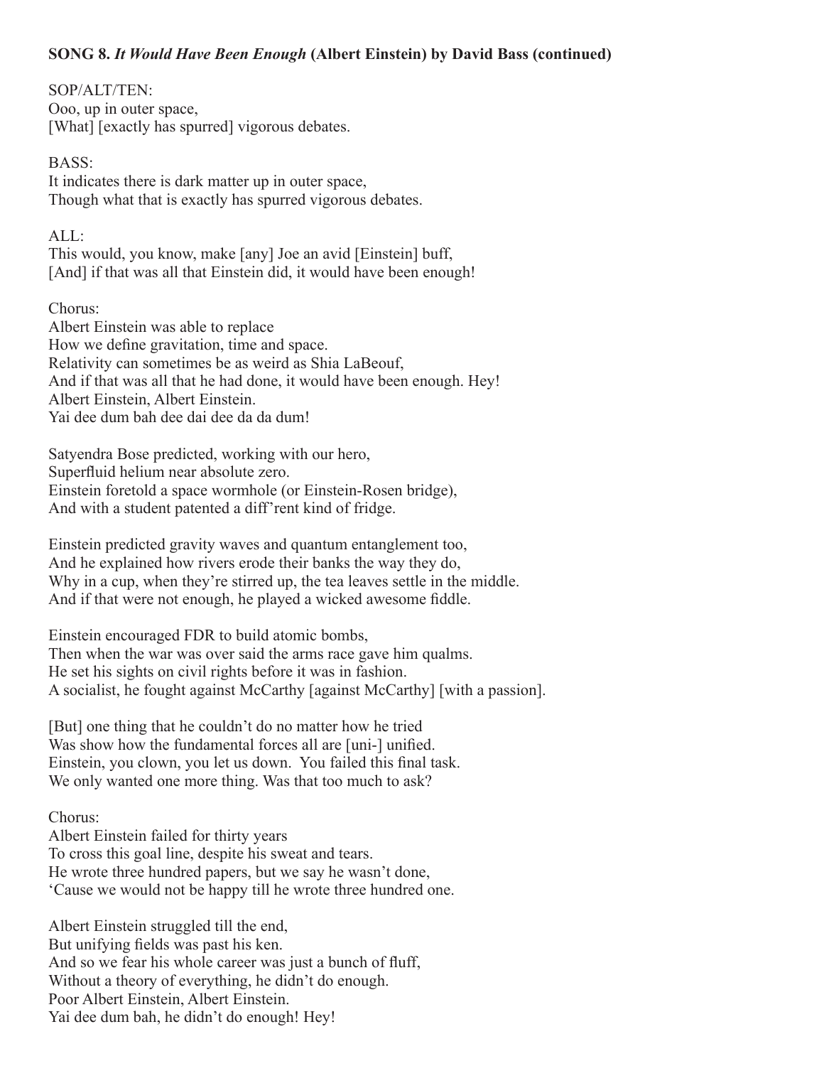**SONG 8. *It Would Have Been Enough* (Albert Einstein) by David Bass (continued)**

SOP/ALT/TEN:
Ooo, up in outer space,
[What] [exactly has spurred] vigorous debates.

BASS:
It indicates there is dark matter up in outer space,
Though what that is exactly has spurred vigorous debates.

ALL:
This would, you know, make [any] Joe an avid [Einstein] buff,
[And] if that was all that Einstein did, it would have been enough!

Chorus:
Albert Einstein was able to replace
How we define gravitation, time and space.
Relativity can sometimes be as weird as Shia LaBeouf,
And if that was all that he had done, it would have been enough. Hey!
Albert Einstein, Albert Einstein.
Yai dee dum bah dee dai dee da da dum!

Satyendra Bose predicted, working with our hero,
Superfluid helium near absolute zero.
Einstein foretold a space wormhole (or Einstein-Rosen bridge),
And with a student patented a diff'rent kind of fridge.

Einstein predicted gravity waves and quantum entanglement too,
And he explained how rivers erode their banks the way they do,
Why in a cup, when they're stirred up, the tea leaves settle in the middle.
And if that were not enough, he played a wicked awesome fiddle.

Einstein encouraged FDR to build atomic bombs,
Then when the war was over said the arms race gave him qualms.
He set his sights on civil rights before it was in fashion.
A socialist, he fought against McCarthy [against McCarthy] [with a passion].

[But] one thing that he couldn't do no matter how he tried
Was show how the fundamental forces all are [uni-] unified.
Einstein, you clown, you let us down. You failed this final task.
We only wanted one more thing. Was that too much to ask?

Chorus:
Albert Einstein failed for thirty years
To cross this goal line, despite his sweat and tears.
He wrote three hundred papers, but we say he wasn't done,
'Cause we would not be happy till he wrote three hundred one.

Albert Einstein struggled till the end,
But unifying fields was past his ken.
And so we fear his whole career was just a bunch of fluff,
Without a theory of everything, he didn't do enough.
Poor Albert Einstein, Albert Einstein.
Yai dee dum bah, he didn't do enough! Hey!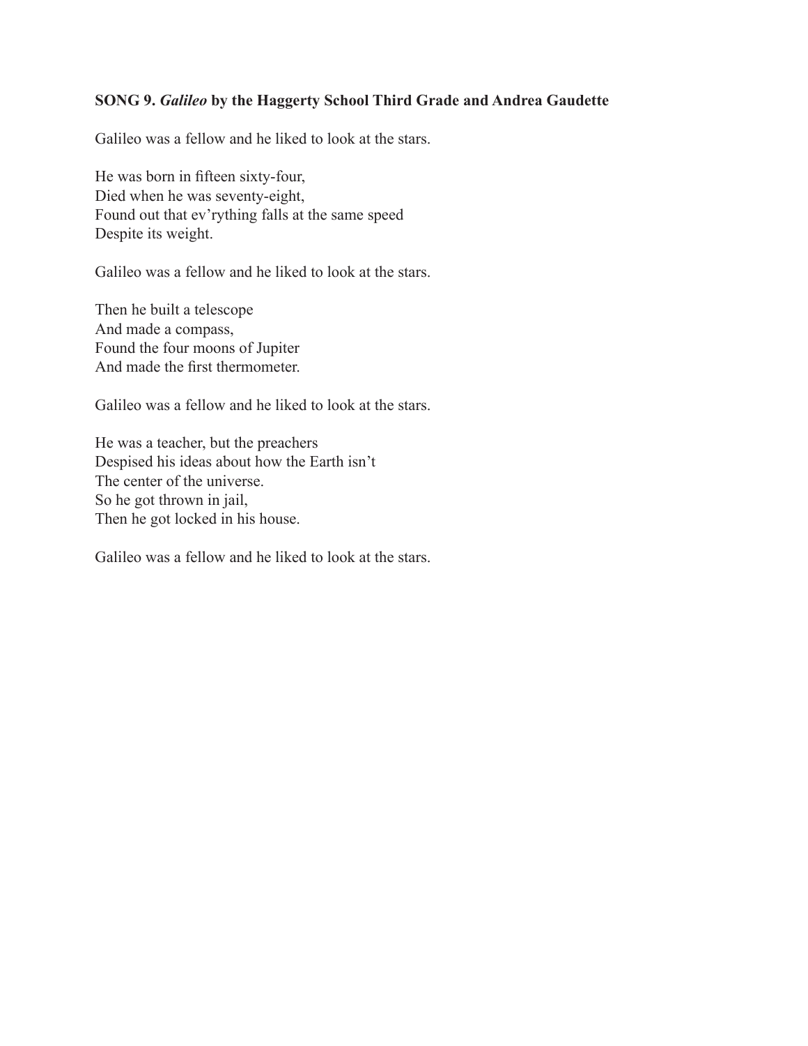**SONG 9. *Galileo* by the Haggerty School Third Grade and Andrea Gaudette**

Galileo was a fellow and he liked to look at the stars.

He was born in fifteen sixty-four,  
Died when he was seventy-eight,  
Found out that ev'rything falls at the same speed  
Despite its weight.

Galileo was a fellow and he liked to look at the stars.

Then he built a telescope  
And made a compass,  
Found the four moons of Jupiter  
And made the first thermometer.

Galileo was a fellow and he liked to look at the stars.

He was a teacher, but the preachers  
Despised his ideas about how the Earth isn't  
The center of the universe.  
So he got thrown in jail,  
Then he got locked in his house.

Galileo was a fellow and he liked to look at the stars.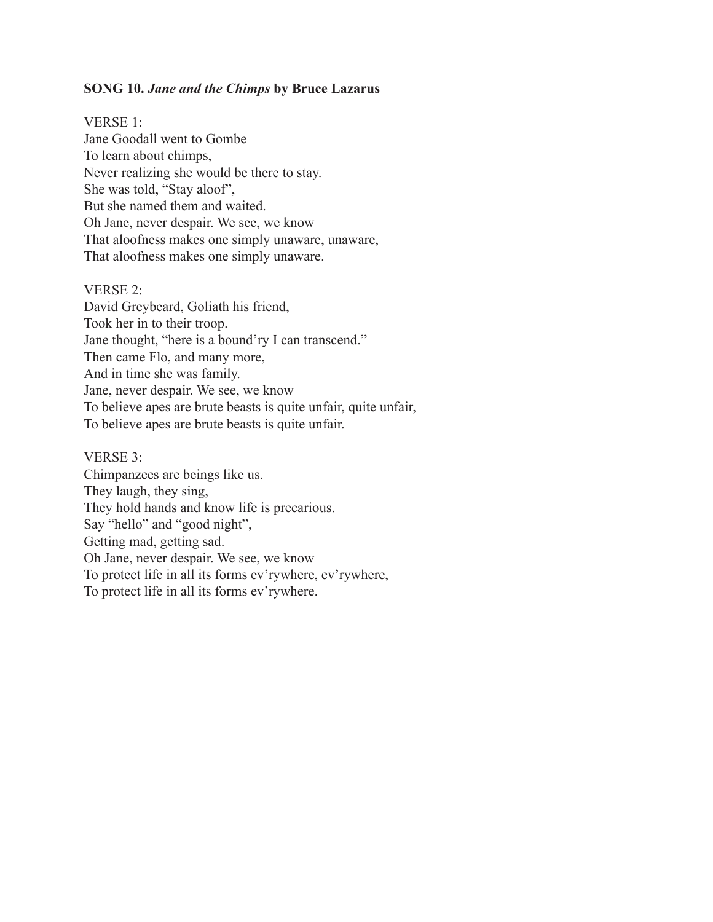**SONG 10. *Jane and the Chimps* by Bruce Lazarus**

VERSE 1:
Jane Goodall went to Gombe
To learn about chimps,
Never realizing she would be there to stay.
She was told, "Stay aloof",
But she named them and waited.
Oh Jane, never despair. We see, we know
That aloofness makes one simply unaware, unaware,
That aloofness makes one simply unaware.

VERSE 2:
David Greybeard, Goliath his friend,
Took her in to their troop.
Jane thought, "here is a bound'ry I can transcend."
Then came Flo, and many more,
And in time she was family.
Jane, never despair. We see, we know
To believe apes are brute beasts is quite unfair, quite unfair,
To believe apes are brute beasts is quite unfair.

VERSE 3:
Chimpanzees are beings like us.
They laugh, they sing,
They hold hands and know life is precarious.
Say "hello" and "good night",
Getting mad, getting sad.
Oh Jane, never despair. We see, we know
To protect life in all its forms ev'rywhere, ev'rywhere,
To protect life in all its forms ev'rywhere.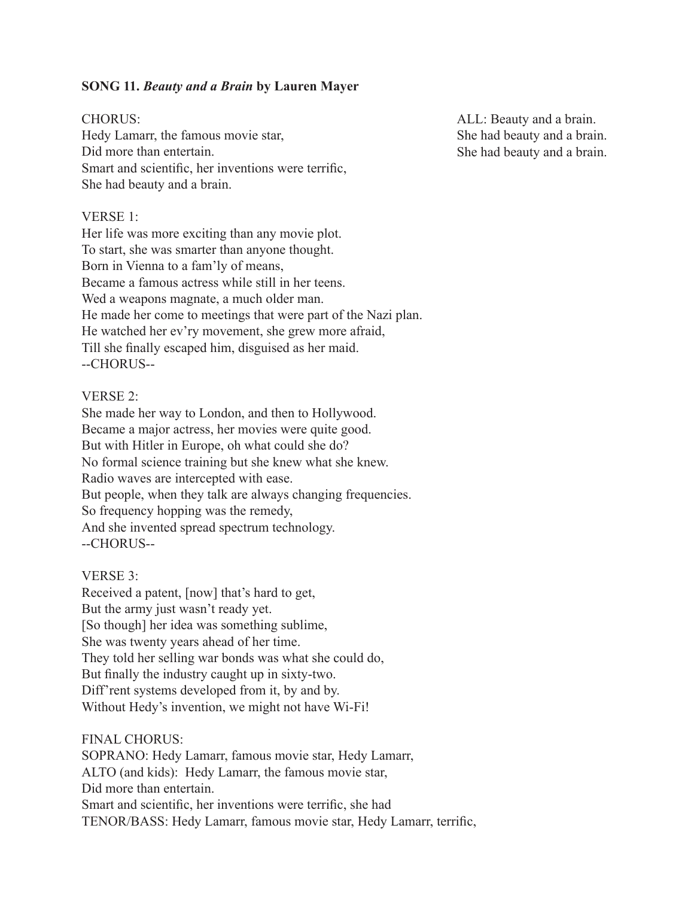**SONG 11.** ***Beauty and a Brain*** **by Lauren Mayer**

CHORUS:
Hedy Lamarr, the famous movie star,
Did more than entertain.
Smart and scientific, her inventions were terrific,
She had beauty and a brain.

ALL: Beauty and a brain.
She had beauty and a brain.
She had beauty and a brain.

VERSE 1:
Her life was more exciting than any movie plot.
To start, she was smarter than anyone thought.
Born in Vienna to a fam'ly of means,
Became a famous actress while still in her teens.
Wed a weapons magnate, a much older man.
He made her come to meetings that were part of the Nazi plan.
He watched her ev'ry movement, she grew more afraid,
Till she finally escaped him, disguised as her maid.
--CHORUS--

VERSE 2:
She made her way to London, and then to Hollywood.
Became a major actress, her movies were quite good.
But with Hitler in Europe, oh what could she do?
No formal science training but she knew what she knew.
Radio waves are intercepted with ease.
But people, when they talk are always changing frequencies.
So frequency hopping was the remedy,
And she invented spread spectrum technology.
--CHORUS--

VERSE 3:
Received a patent, [now] that's hard to get,
But the army just wasn't ready yet.
[So though] her idea was something sublime,
She was twenty years ahead of her time.
They told her selling war bonds was what she could do,
But finally the industry caught up in sixty-two.
Diff'rent systems developed from it, by and by.
Without Hedy's invention, we might not have Wi-Fi!

FINAL CHORUS:
SOPRANO: Hedy Lamarr, famous movie star, Hedy Lamarr,
ALTO (and kids): Hedy Lamarr, the famous movie star,
Did more than entertain.
Smart and scientific, her inventions were terrific, she had
TENOR/BASS: Hedy Lamarr, famous movie star, Hedy Lamarr, terrific,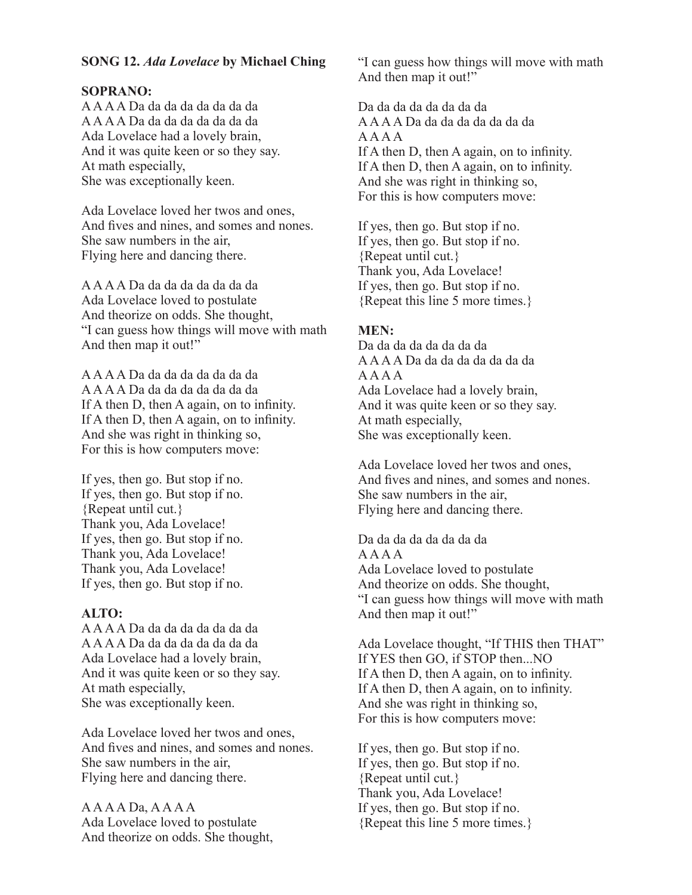**SONG 12.** ***Ada Lovelace*** **by Michael Ching**

**SOPRANO:**

A A A A Da da da da da da da da  
A A A A Da da da da da da da da  
Ada Lovelace had a lovely brain,  
And it was quite keen or so they say.  
At math especially,  
She was exceptionally keen.

Ada Lovelace loved her twos and ones,  
And fives and nines, and somes and nones.  
She saw numbers in the air,  
Flying here and dancing there.

A A A A Da da da da da da da da  
Ada Lovelace loved to postulate  
And theorize on odds. She thought,  
"I can guess how things will move with math  
And then map it out!"

A A A A Da da da da da da da da  
A A A A Da da da da da da da da  
If A then D, then A again, on to infinity.  
If A then D, then A again, on to infinity.  
And she was right in thinking so,  
For this is how computers move:

If yes, then go. But stop if no.  
If yes, then go. But stop if no.  
{Repeat until cut.}  
Thank you, Ada Lovelace!  
If yes, then go. But stop if no.  
Thank you, Ada Lovelace!  
Thank you, Ada Lovelace!  
If yes, then go. But stop if no.

**ALTO:**

A A A A Da da da da da da da da  
A A A A Da da da da da da da da  
Ada Lovelace had a lovely brain,  
And it was quite keen or so they say.  
At math especially,  
She was exceptionally keen.

Ada Lovelace loved her twos and ones,  
And fives and nines, and somes and nones.  
She saw numbers in the air,  
Flying here and dancing there.

A A A A Da, A A A A  
Ada Lovelace loved to postulate  
And theorize on odds. She thought,  
"I can guess how things will move with math  
And then map it out!"

Da da da da da da da da  
A A A A Da da da da da da da da  
A A A A  
If A then D, then A again, on to infinity.  
If A then D, then A again, on to infinity.  
And she was right in thinking so,  
For this is how computers move:

If yes, then go. But stop if no.  
If yes, then go. But stop if no.  
{Repeat until cut.}  
Thank you, Ada Lovelace!  
If yes, then go. But stop if no.  
{Repeat this line 5 more times.}

**MEN:**

Da da da da da da da da  
A A A A Da da da da da da da da  
A A A A  
Ada Lovelace had a lovely brain,  
And it was quite keen or so they say.  
At math especially,  
She was exceptionally keen.

Ada Lovelace loved her twos and ones,  
And fives and nines, and somes and nones.  
She saw numbers in the air,  
Flying here and dancing there.

Da da da da da da da da  
A A A A  
Ada Lovelace loved to postulate  
And theorize on odds. She thought,  
"I can guess how things will move with math  
And then map it out!"

Ada Lovelace thought, "If THIS then THAT"  
If YES then GO, if STOP then...NO  
If A then D, then A again, on to infinity.  
If A then D, then A again, on to infinity.  
And she was right in thinking so,  
For this is how computers move:

If yes, then go. But stop if no.  
If yes, then go. But stop if no.  
{Repeat until cut.}  
Thank you, Ada Lovelace!  
If yes, then go. But stop if no.  
{Repeat this line 5 more times.}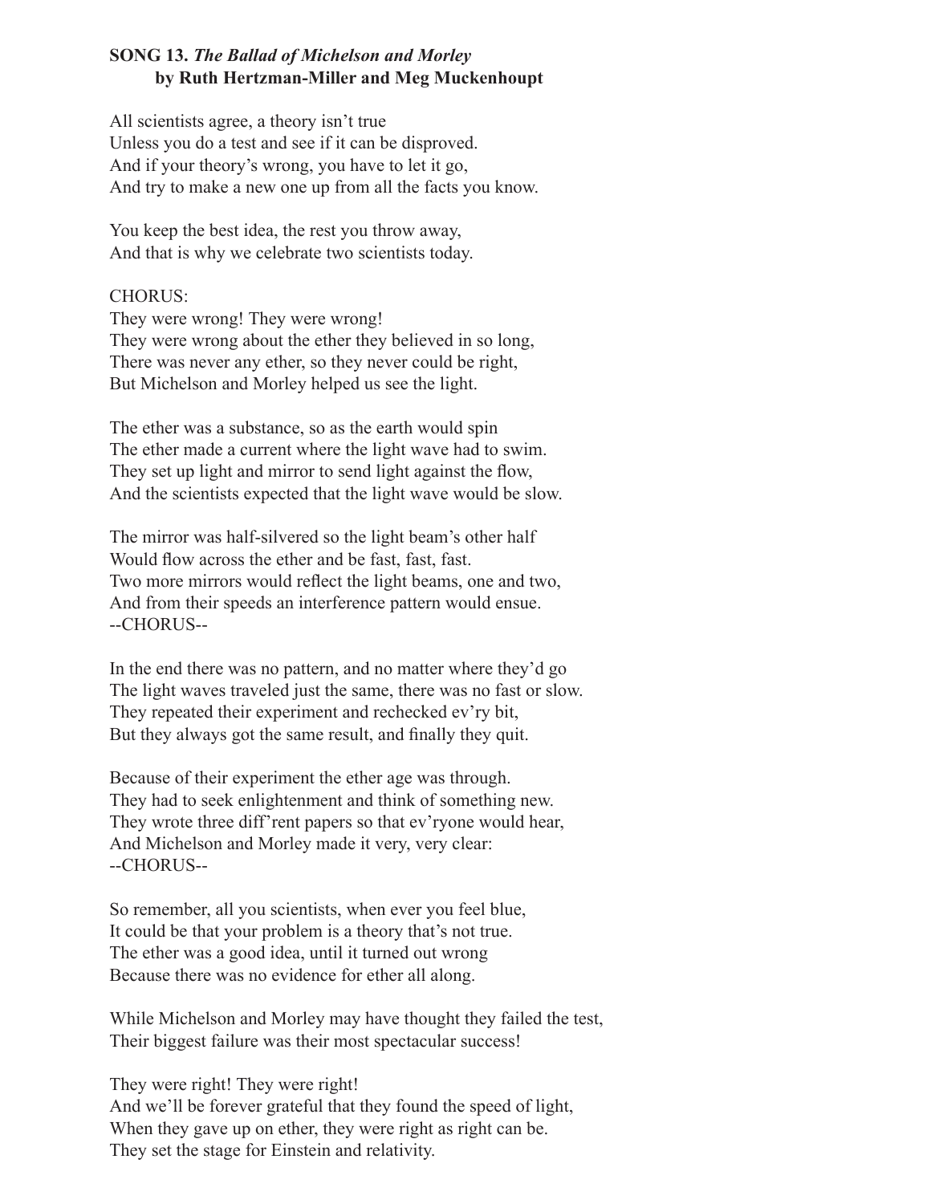## SONG 13. *The Ballad of Michelson and Morley*
### by Ruth Hertzman-Miller and Meg Muckenhoupt

All scientists agree, a theory isn't true
Unless you do a test and see if it can be disproved.
And if your theory's wrong, you have to let it go,
And try to make a new one up from all the facts you know.

You keep the best idea, the rest you throw away,
And that is why we celebrate two scientists today.

CHORUS:
They were wrong! They were wrong!
They were wrong about the ether they believed in so long,
There was never any ether, so they never could be right,
But Michelson and Morley helped us see the light.

The ether was a substance, so as the earth would spin
The ether made a current where the light wave had to swim.
They set up light and mirror to send light against the flow,
And the scientists expected that the light wave would be slow.

The mirror was half-silvered so the light beam's other half
Would flow across the ether and be fast, fast, fast.
Two more mirrors would reflect the light beams, one and two,
And from their speeds an interference pattern would ensue.
--CHORUS--

In the end there was no pattern, and no matter where they'd go
The light waves traveled just the same, there was no fast or slow.
They repeated their experiment and rechecked ev'ry bit,
But they always got the same result, and finally they quit.

Because of their experiment the ether age was through.
They had to seek enlightenment and think of something new.
They wrote three diff'rent papers so that ev'ryone would hear,
And Michelson and Morley made it very, very clear:
--CHORUS--

So remember, all you scientists, when ever you feel blue,
It could be that your problem is a theory that's not true.
The ether was a good idea, until it turned out wrong
Because there was no evidence for ether all along.

While Michelson and Morley may have thought they failed the test,
Their biggest failure was their most spectacular success!

They were right! They were right!
And we'll be forever grateful that they found the speed of light,
When they gave up on ether, they were right as right can be.
They set the stage for Einstein and relativity.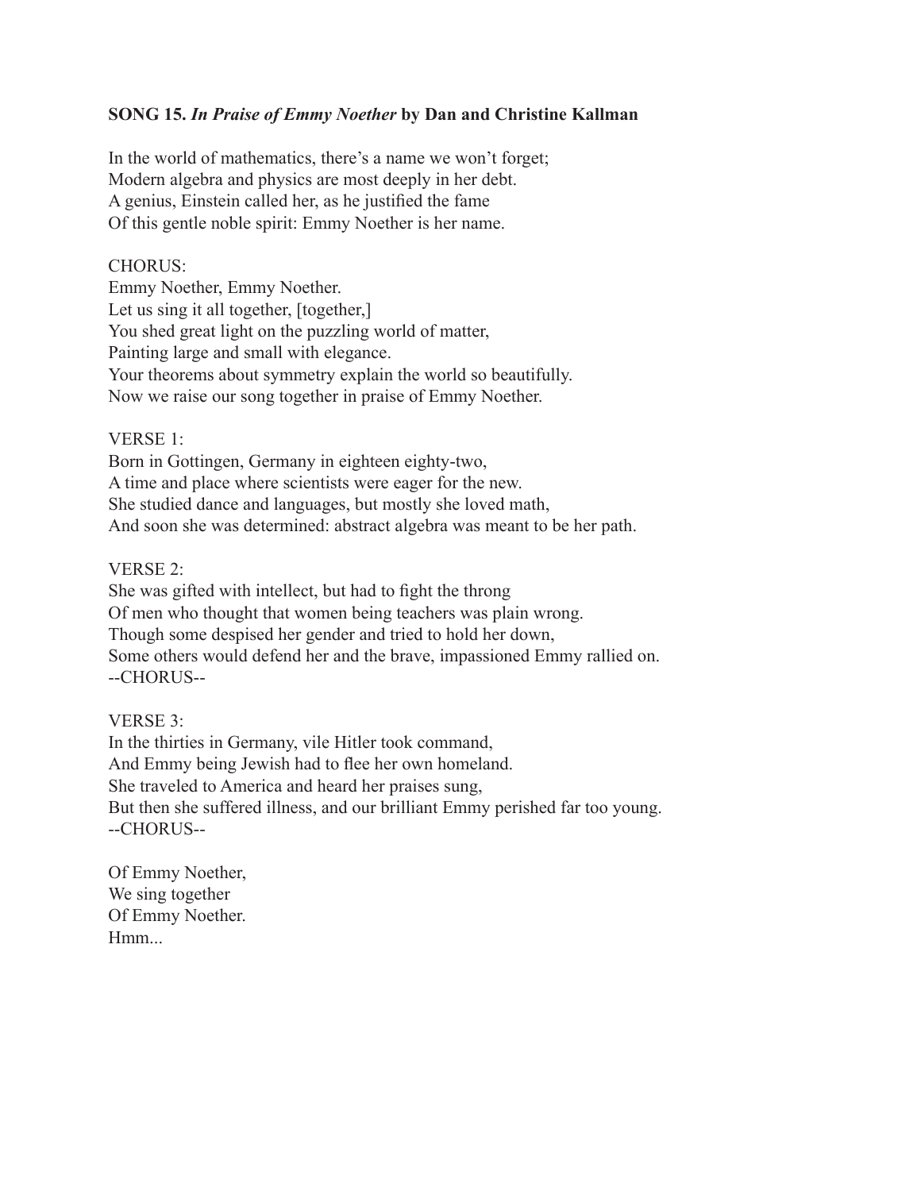**SONG 15.** ***In Praise of Emmy Noether*** **by Dan and Christine Kallman**

In the world of mathematics, there's a name we won't forget;
Modern algebra and physics are most deeply in her debt.
A genius, Einstein called her, as he justified the fame
Of this gentle noble spirit: Emmy Noether is her name.

CHORUS:
Emmy Noether, Emmy Noether.
Let us sing it all together, [together,]
You shed great light on the puzzling world of matter,
Painting large and small with elegance.
Your theorems about symmetry explain the world so beautifully.
Now we raise our song together in praise of Emmy Noether.

VERSE 1:
Born in Gottingen, Germany in eighteen eighty-two,
A time and place where scientists were eager for the new.
She studied dance and languages, but mostly she loved math,
And soon she was determined: abstract algebra was meant to be her path.

VERSE 2:
She was gifted with intellect, but had to fight the throng
Of men who thought that women being teachers was plain wrong.
Though some despised her gender and tried to hold her down,
Some others would defend her and the brave, impassioned Emmy rallied on.
--CHORUS--

VERSE 3:
In the thirties in Germany, vile Hitler took command,
And Emmy being Jewish had to flee her own homeland.
She traveled to America and heard her praises sung,
But then she suffered illness, and our brilliant Emmy perished far too young.
--CHORUS--

Of Emmy Noether,
We sing together
Of Emmy Noether.
Hmm...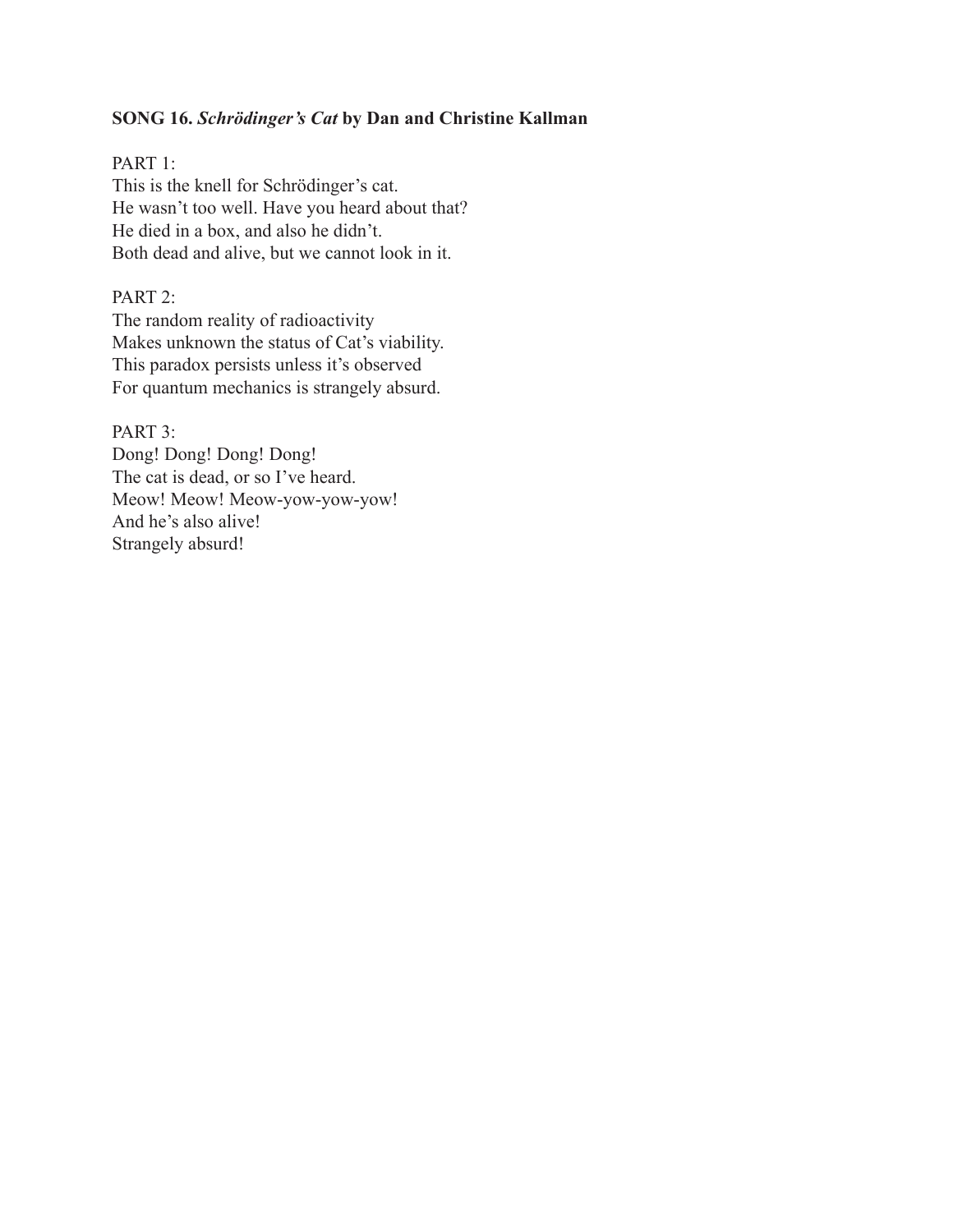**SONG 16. *Schrödinger's Cat* by Dan and Christine Kallman**

PART 1:
This is the knell for Schrödinger's cat.
He wasn't too well. Have you heard about that?
He died in a box, and also he didn't.
Both dead and alive, but we cannot look in it.

PART 2:
The random reality of radioactivity
Makes unknown the status of Cat's viability.
This paradox persists unless it's observed
For quantum mechanics is strangely absurd.

PART 3:
Dong! Dong! Dong! Dong!
The cat is dead, or so I've heard.
Meow! Meow! Meow-yow-yow-yow!
And he's also alive!
Strangely absurd!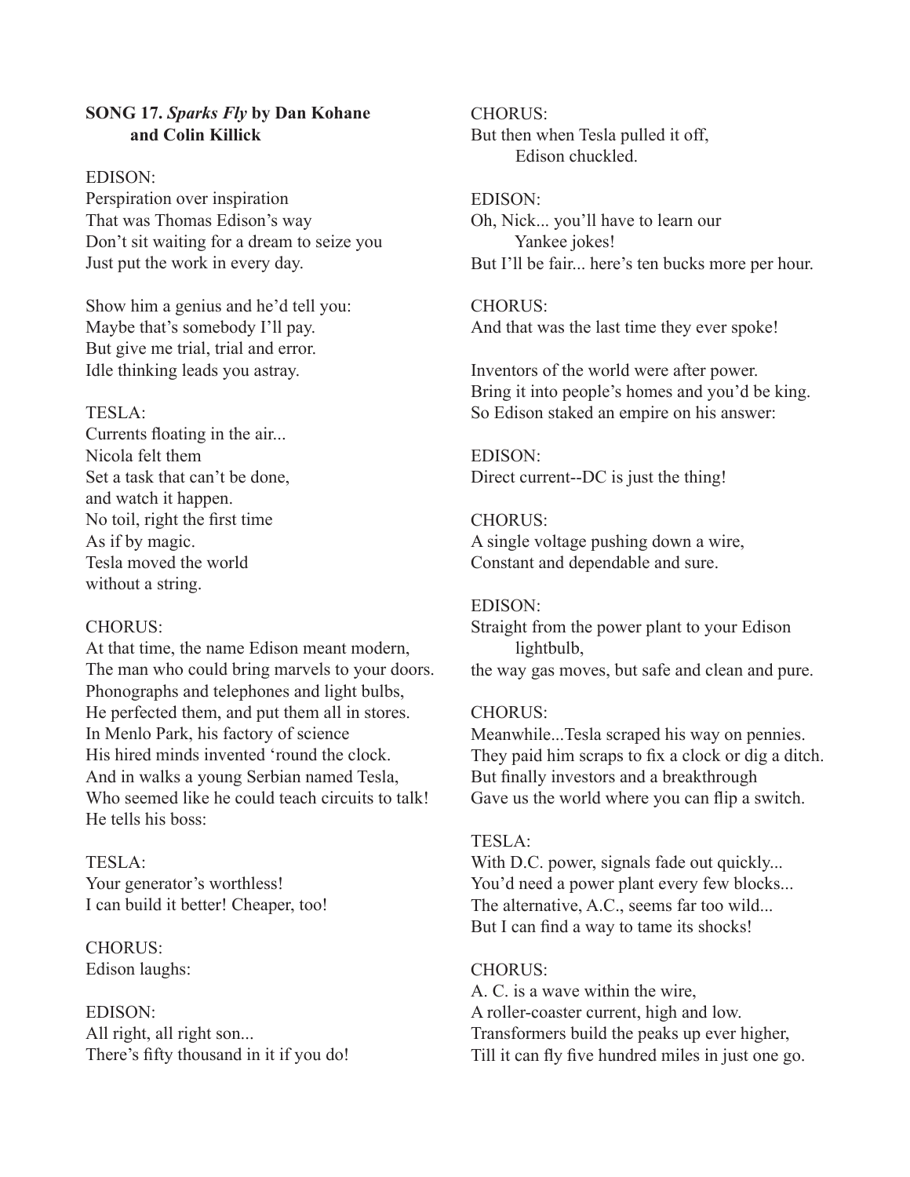**SONG 17.** ***Sparks Fly*** **by Dan Kohane and Colin Killick**

EDISON:
Perspiration over inspiration
That was Thomas Edison's way
Don't sit waiting for a dream to seize you
Just put the work in every day.

Show him a genius and he'd tell you:
Maybe that's somebody I'll pay.
But give me trial, trial and error.
Idle thinking leads you astray.

TESLA:
Currents floating in the air...
Nicola felt them
Set a task that can't be done,
and watch it happen.
No toil, right the first time
As if by magic.
Tesla moved the world
without a string.

CHORUS:
At that time, the name Edison meant modern,
The man who could bring marvels to your doors.
Phonographs and telephones and light bulbs,
He perfected them, and put them all in stores.
In Menlo Park, his factory of science
His hired minds invented 'round the clock.
And in walks a young Serbian named Tesla,
Who seemed like he could teach circuits to talk!
He tells his boss:

TESLA:
Your generator's worthless!
I can build it better! Cheaper, too!

CHORUS:
Edison laughs:

EDISON:
All right, all right son...
There's fifty thousand in it if you do!

CHORUS:
But then when Tesla pulled it off,
Edison chuckled.

EDISON:
Oh, Nick... you'll have to learn our
Yankee jokes!
But I'll be fair... here's ten bucks more per hour.

CHORUS:
And that was the last time they ever spoke!

Inventors of the world were after power.
Bring it into people's homes and you'd be king.
So Edison staked an empire on his answer:

EDISON:
Direct current--DC is just the thing!

CHORUS:
A single voltage pushing down a wire,
Constant and dependable and sure.

EDISON:
Straight from the power plant to your Edison
lightbulb,
the way gas moves, but safe and clean and pure.

CHORUS:
Meanwhile...Tesla scraped his way on pennies.
They paid him scraps to fix a clock or dig a ditch.
But finally investors and a breakthrough
Gave us the world where you can flip a switch.

TESLA:
With D.C. power, signals fade out quickly...
You'd need a power plant every few blocks...
The alternative, A.C., seems far too wild...
But I can find a way to tame its shocks!

CHORUS:
A. C. is a wave within the wire,
A roller-coaster current, high and low.
Transformers build the peaks up ever higher,
Till it can fly five hundred miles in just one go.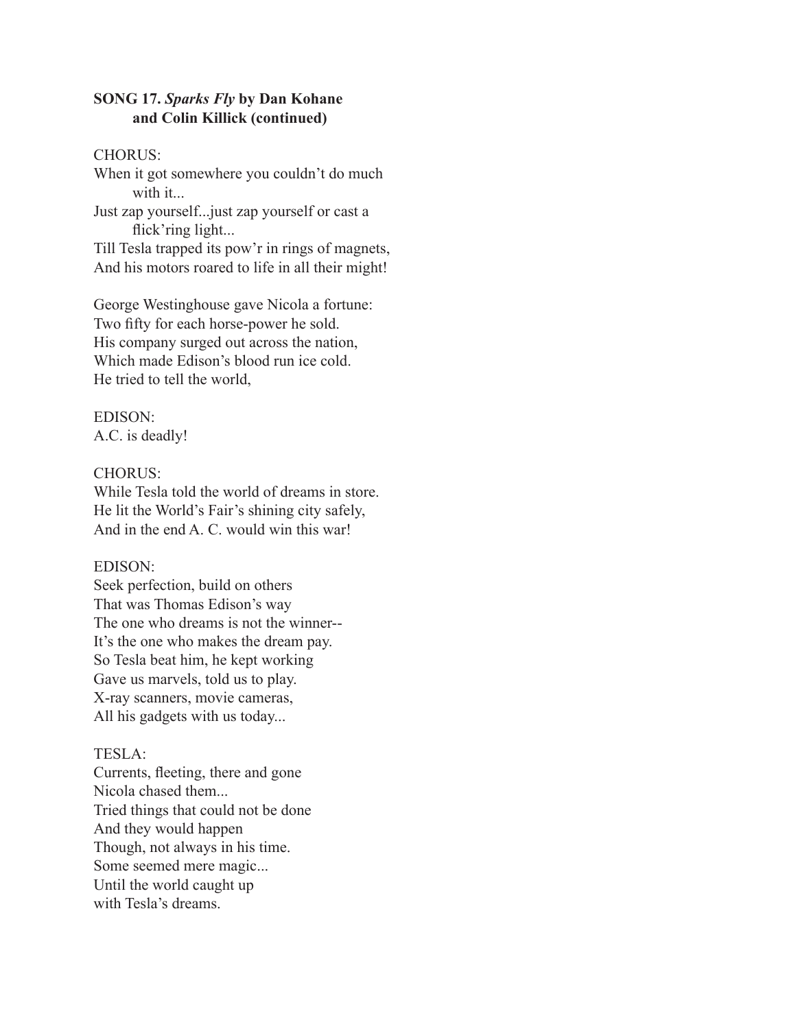**SONG 17.** ***Sparks Fly*** **by Dan Kohane and Colin Killick (continued)**

CHORUS:
When it got somewhere you couldn't do much with it...
Just zap yourself...just zap yourself or cast a flick'ring light...
Till Tesla trapped its pow'r in rings of magnets,
And his motors roared to life in all their might!

George Westinghouse gave Nicola a fortune:
Two fifty for each horse-power he sold.
His company surged out across the nation,
Which made Edison's blood run ice cold.
He tried to tell the world,

EDISON:
A.C. is deadly!

CHORUS:
While Tesla told the world of dreams in store.
He lit the World's Fair's shining city safely,
And in the end A. C. would win this war!

EDISON:
Seek perfection, build on others
That was Thomas Edison's way
The one who dreams is not the winner--
It's the one who makes the dream pay.
So Tesla beat him, he kept working
Gave us marvels, told us to play.
X-ray scanners, movie cameras,
All his gadgets with us today...

TESLA:
Currents, fleeting, there and gone
Nicola chased them...
Tried things that could not be done
And they would happen
Though, not always in his time.
Some seemed mere magic...
Until the world caught up
with Tesla's dreams.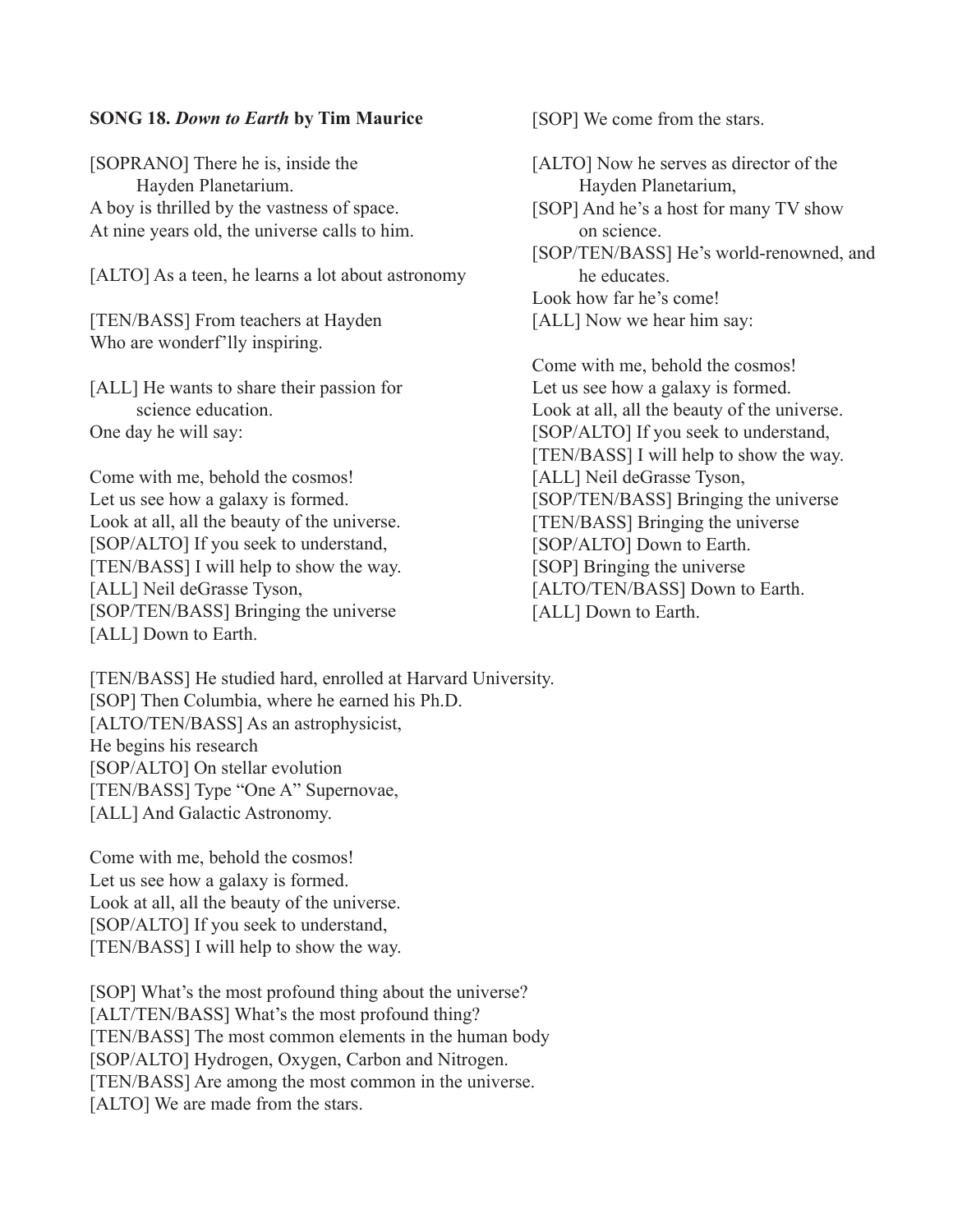**SONG 18.** ***Down to Earth*** **by Tim Maurice**

[SOPRANO] There he is, inside the Hayden Planetarium.
A boy is thrilled by the vastness of space.
At nine years old, the universe calls to him.

[ALTO] As a teen, he learns a lot about astronomy

[TEN/BASS] From teachers at Hayden
Who are wonderf'lly inspiring.

[ALL] He wants to share their passion for science education.
One day he will say:

Come with me, behold the cosmos!
Let us see how a galaxy is formed.
Look at all, all the beauty of the universe.
[SOP/ALTO] If you seek to understand,
[TEN/BASS] I will help to show the way.
[ALL] Neil deGrasse Tyson,
[SOP/TEN/BASS] Bringing the universe
[ALL] Down to Earth.

[TEN/BASS] He studied hard, enrolled at Harvard University.
[SOP] Then Columbia, where he earned his Ph.D.
[ALTO/TEN/BASS] As an astrophysicist,
He begins his research
[SOP/ALTO] On stellar evolution
[TEN/BASS] Type "One A" Supernovae,
[ALL] And Galactic Astronomy.

Come with me, behold the cosmos!
Let us see how a galaxy is formed.
Look at all, all the beauty of the universe.
[SOP/ALTO] If you seek to understand,
[TEN/BASS] I will help to show the way.

[SOP] What's the most profound thing about the universe?
[ALT/TEN/BASS] What's the most profound thing?
[TEN/BASS] The most common elements in the human body
[SOP/ALTO] Hydrogen, Oxygen, Carbon and Nitrogen.
[TEN/BASS] Are among the most common in the universe.
[ALTO] We are made from the stars.

[SOP] We come from the stars.

[ALTO] Now he serves as director of the Hayden Planetarium,
[SOP] And he's a host for many TV show on science.
[SOP/TEN/BASS] He's world-renowned, and he educates.
Look how far he's come!
[ALL] Now we hear him say:

Come with me, behold the cosmos!
Let us see how a galaxy is formed.
Look at all, all the beauty of the universe.
[SOP/ALTO] If you seek to understand,
[TEN/BASS] I will help to show the way.
[ALL] Neil deGrasse Tyson,
[SOP/TEN/BASS] Bringing the universe
[TEN/BASS] Bringing the universe
[SOP/ALTO] Down to Earth.
[SOP] Bringing the universe
[ALTO/TEN/BASS] Down to Earth.
[ALL] Down to Earth.